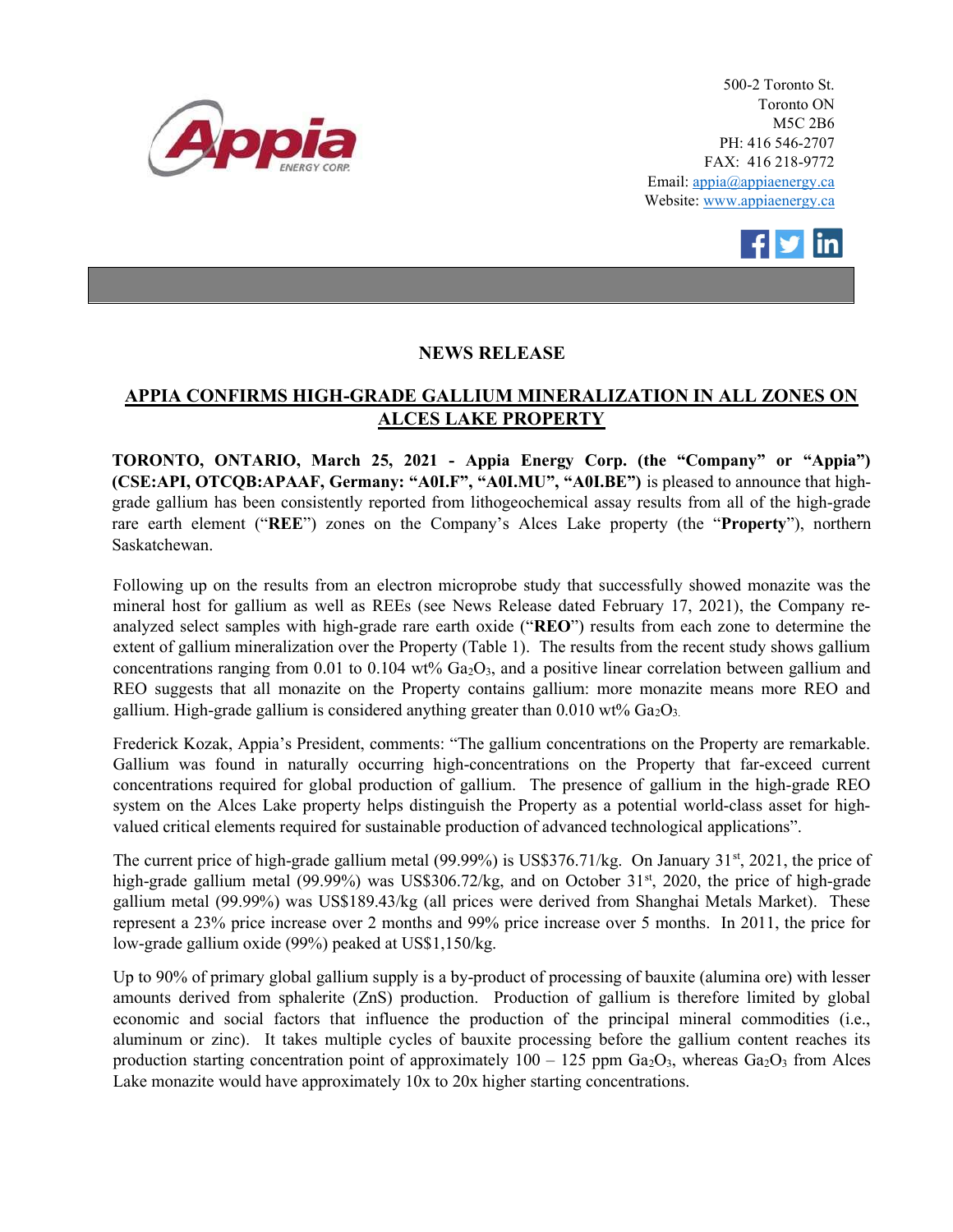500-2 Toronto St.
Toronto ON
M5C 2B6
PH: 416 546-2707
FAX: 416 218-9772
Email: appia@appiaenergy.ca
Website: www.appiaenergy.ca

## NEWS RELEASE

## APPIA CONFIRMS HIGH-GRADE GALLIUM MINERALIZATION IN ALL ZONES ON ALCES LAKE PROPERTY

**TORONTO, ONTARIO, March 25, 2021 - Appia Energy Corp. (the "Company" or "Appia") (CSE:API, OTCQB:APAAF, Germany: "A0I.F", "A0I.MU", "A0I.BE")** is pleased to announce that high-grade gallium has been consistently reported from lithogeochemical assay results from all of the high-grade rare earth element ("**REE**") zones on the Company's Alces Lake property (the "**Property**"), northern Saskatchewan.

Following up on the results from an electron microprobe study that successfully showed monazite was the mineral host for gallium as well as REEs (see News Release dated February 17, 2021), the Company re-analyzed select samples with high-grade rare earth oxide ("**REO**") results from each zone to determine the extent of gallium mineralization over the Property (Table 1). The results from the recent study shows gallium concentrations ranging from 0.01 to 0.104 wt% $Ga_2O_3$, and a positive linear correlation between gallium and REO suggests that all monazite on the Property contains gallium: more monazite means more REO and gallium. High-grade gallium is considered anything greater than 0.010 wt% $Ga_2O_3$.

Frederick Kozak, Appia's President, comments: "The gallium concentrations on the Property are remarkable. Gallium was found in naturally occurring high-concentrations on the Property that far-exceed current concentrations required for global production of gallium. The presence of gallium in the high-grade REO system on the Alces Lake property helps distinguish the Property as a potential world-class asset for high-valued critical elements required for sustainable production of advanced technological applications".

The current price of high-grade gallium metal (99.99%) is US$376.71/kg. On January 31st, 2021, the price of high-grade gallium metal (99.99%) was US$306.72/kg, and on October 31st, 2020, the price of high-grade gallium metal (99.99%) was US$189.43/kg (all prices were derived from Shanghai Metals Market). These represent a 23% price increase over 2 months and 99% price increase over 5 months. In 2011, the price for low-grade gallium oxide (99%) peaked at US$1,150/kg.

Up to 90% of primary global gallium supply is a by-product of processing of bauxite (alumina ore) with lesser amounts derived from sphalerite (ZnS) production. Production of gallium is therefore limited by global economic and social factors that influence the production of the principal mineral commodities (i.e., aluminum or zinc). It takes multiple cycles of bauxite processing before the gallium content reaches its production starting concentration point of approximately 100 – 125 ppm $Ga_2O_3$, whereas $Ga_2O_3$ from Alces Lake monazite would have approximately 10x to 20x higher starting concentrations.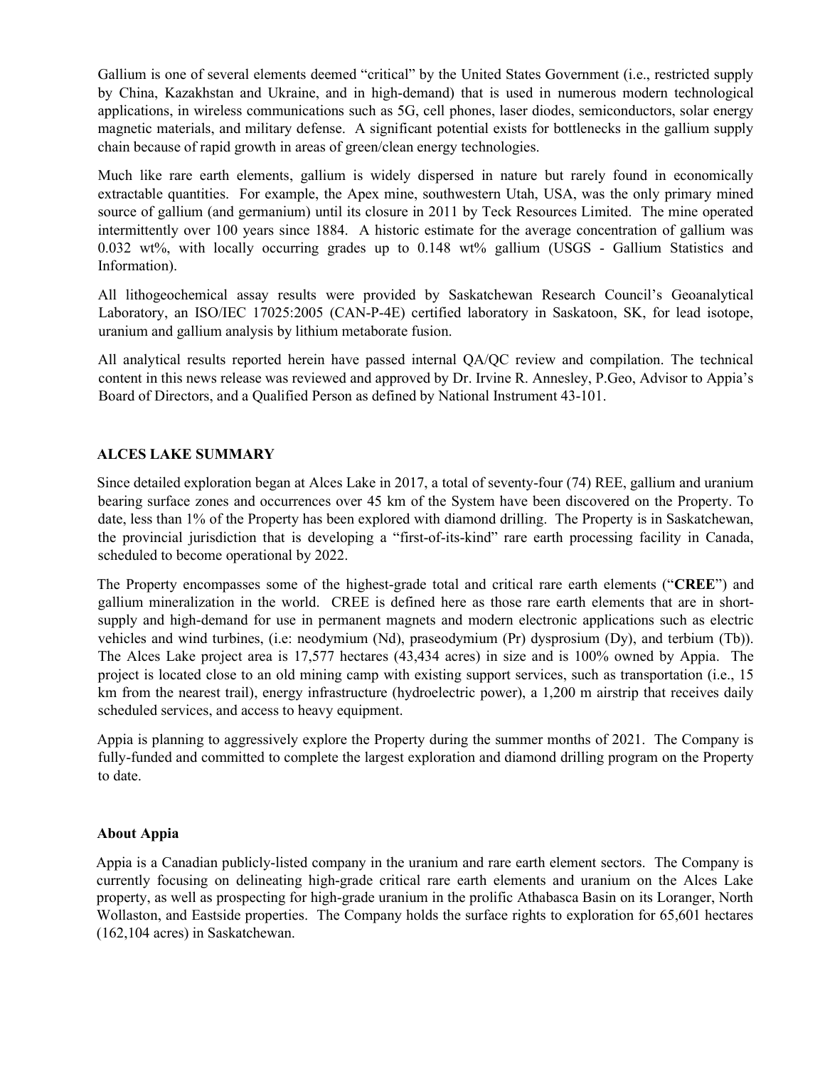Gallium is one of several elements deemed "critical" by the United States Government (i.e., restricted supply by China, Kazakhstan and Ukraine, and in high-demand) that is used in numerous modern technological applications, in wireless communications such as 5G, cell phones, laser diodes, semiconductors, solar energy magnetic materials, and military defense. A significant potential exists for bottlenecks in the gallium supply chain because of rapid growth in areas of green/clean energy technologies.

Much like rare earth elements, gallium is widely dispersed in nature but rarely found in economically extractable quantities. For example, the Apex mine, southwestern Utah, USA, was the only primary mined source of gallium (and germanium) until its closure in 2011 by Teck Resources Limited. The mine operated intermittently over 100 years since 1884. A historic estimate for the average concentration of gallium was 0.032 wt%, with locally occurring grades up to 0.148 wt% gallium (USGS - Gallium Statistics and Information).

All lithogeochemical assay results were provided by Saskatchewan Research Council's Geoanalytical Laboratory, an ISO/IEC 17025:2005 (CAN-P-4E) certified laboratory in Saskatoon, SK, for lead isotope, uranium and gallium analysis by lithium metaborate fusion.

All analytical results reported herein have passed internal QA/QC review and compilation. The technical content in this news release was reviewed and approved by Dr. Irvine R. Annesley, P.Geo, Advisor to Appia's Board of Directors, and a Qualified Person as defined by National Instrument 43-101.

## ALCES LAKE SUMMARY

Since detailed exploration began at Alces Lake in 2017, a total of seventy-four (74) REE, gallium and uranium bearing surface zones and occurrences over 45 km of the System have been discovered on the Property. To date, less than 1% of the Property has been explored with diamond drilling. The Property is in Saskatchewan, the provincial jurisdiction that is developing a "first-of-its-kind" rare earth processing facility in Canada, scheduled to become operational by 2022.

The Property encompasses some of the highest-grade total and critical rare earth elements ("**CREE**") and gallium mineralization in the world. CREE is defined here as those rare earth elements that are in short-supply and high-demand for use in permanent magnets and modern electronic applications such as electric vehicles and wind turbines, (i.e: neodymium (Nd), praseodymium (Pr) dysprosium (Dy), and terbium (Tb)). The Alces Lake project area is 17,577 hectares (43,434 acres) in size and is 100% owned by Appia. The project is located close to an old mining camp with existing support services, such as transportation (i.e., 15 km from the nearest trail), energy infrastructure (hydroelectric power), a 1,200 m airstrip that receives daily scheduled services, and access to heavy equipment.

Appia is planning to aggressively explore the Property during the summer months of 2021. The Company is fully-funded and committed to complete the largest exploration and diamond drilling program on the Property to date.

### About Appia

Appia is a Canadian publicly-listed company in the uranium and rare earth element sectors. The Company is currently focusing on delineating high-grade critical rare earth elements and uranium on the Alces Lake property, as well as prospecting for high-grade uranium in the prolific Athabasca Basin on its Loranger, North Wollaston, and Eastside properties. The Company holds the surface rights to exploration for 65,601 hectares (162,104 acres) in Saskatchewan.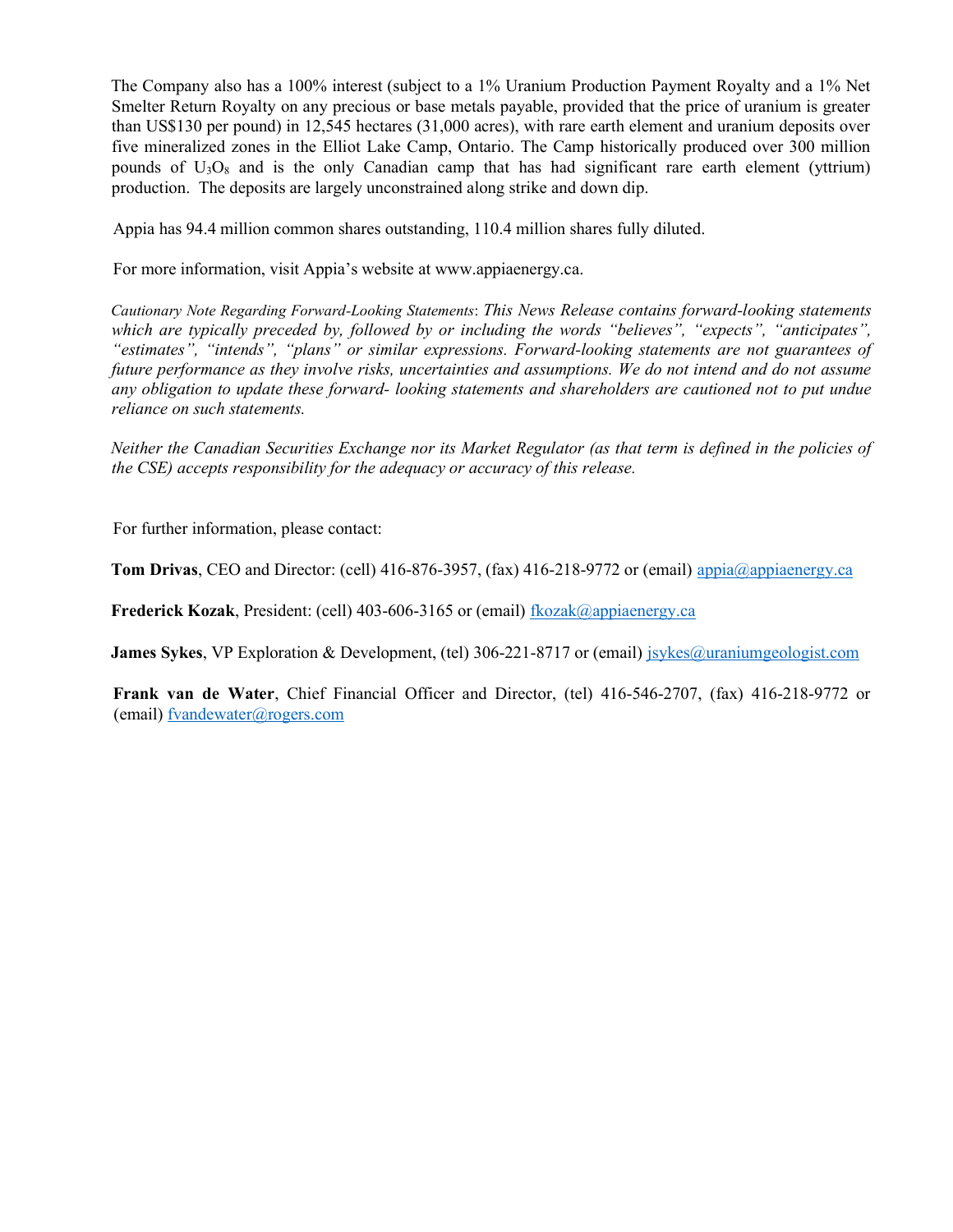The Company also has a 100% interest (subject to a 1% Uranium Production Payment Royalty and a 1% Net Smelter Return Royalty on any precious or base metals payable, provided that the price of uranium is greater than US$130 per pound) in 12,545 hectares (31,000 acres), with rare earth element and uranium deposits over five mineralized zones in the Elliot Lake Camp, Ontario. The Camp historically produced over 300 million pounds of $U_3O_8$ and is the only Canadian camp that has had significant rare earth element (yttrium) production. The deposits are largely unconstrained along strike and down dip.

Appia has 94.4 million common shares outstanding, 110.4 million shares fully diluted.

For more information, visit Appia's website at www.appiaenergy.ca.

*Cautionary Note Regarding Forward-Looking Statements: This News Release contains forward-looking statements which are typically preceded by, followed by or including the words "believes", "expects", "anticipates", "estimates", "intends", "plans" or similar expressions. Forward-looking statements are not guarantees of future performance as they involve risks, uncertainties and assumptions. We do not intend and do not assume any obligation to update these forward- looking statements and shareholders are cautioned not to put undue reliance on such statements.*

*Neither the Canadian Securities Exchange nor its Market Regulator (as that term is defined in the policies of the CSE) accepts responsibility for the adequacy or accuracy of this release.*

For further information, please contact:

**Tom Drivas**, CEO and Director: (cell) 416-876-3957, (fax) 416-218-9772 or (email) appia@appiaenergy.ca

**Frederick Kozak**, President: (cell) 403-606-3165 or (email) fkozak@appiaenergy.ca

**James Sykes**, VP Exploration & Development, (tel) 306-221-8717 or (email) jsykes@uraniumgeologist.com

**Frank van de Water**, Chief Financial Officer and Director, (tel) 416-546-2707, (fax) 416-218-9772 or (email) fvandewater@rogers.com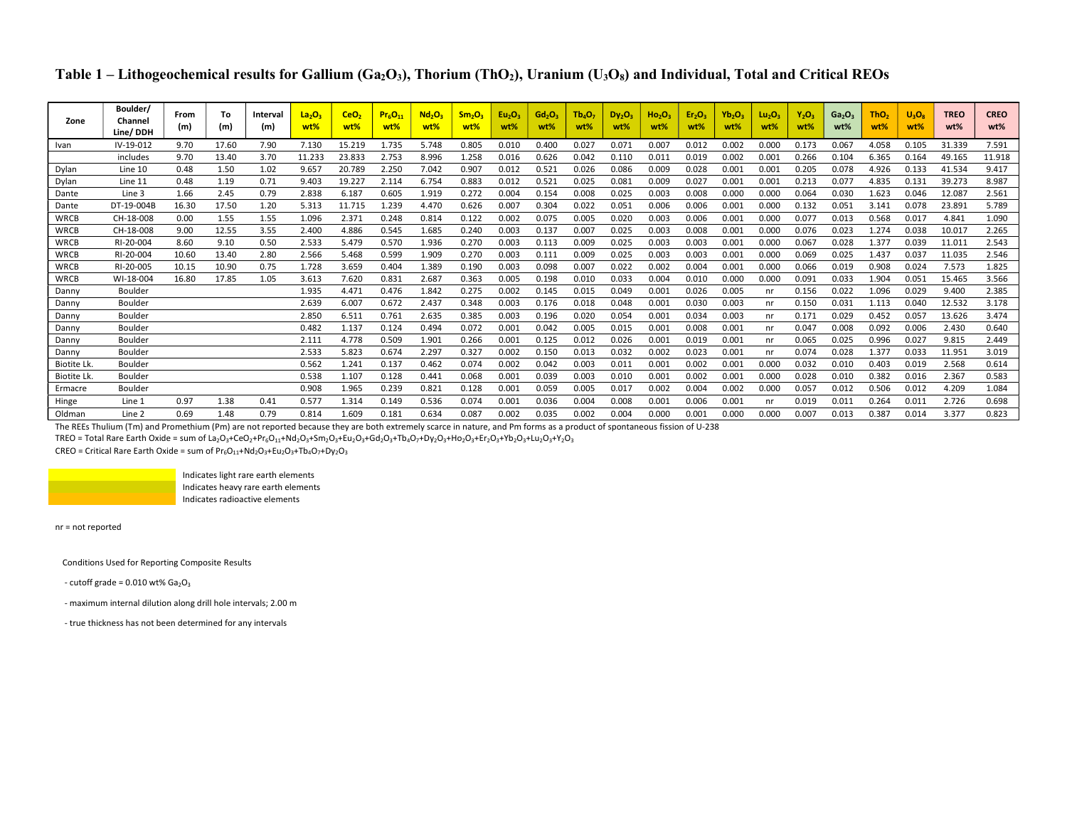# Table 1 – Lithogeochemical results for Gallium ($Ga_2O_3$), Thorium ($ThO_2$), Uranium ($U_3O_8$) and Individual, Total and Critical REOs

| Zone | Boulder/ Channel Line/ DDH | From (m) | To (m) | Interval (m) | $La_2O_3$ wt% | $CeO_2$ wt% | $Pr_6O_{11}$ wt% | $Nd_2O_3$ wt% | $Sm_2O_3$ wt% | $Eu_2O_3$ wt% | $Gd_2O_3$ wt% | $Tb_4O_7$ wt% | $Dy_2O_3$ wt% | $Ho_2O_3$ wt% | $Er_2O_3$ wt% | $Yb_2O_3$ wt% | $Lu_2O_3$ wt% | $Y_2O_3$ wt% | $Ga_2O_3$ wt% | $ThO_2$ wt% | $U_3O_8$ wt% | TREO wt% | CREO wt% |
|---|---|---|---|---|---|---|---|---|---|---|---|---|---|---|---|---|---|---|---|---|---|---|---|
| Ivan | IV-19-012 | 9.70 | 17.60 | 7.90 | 7.130 | 15.219 | 1.735 | 5.748 | 0.805 | 0.010 | 0.400 | 0.027 | 0.071 | 0.007 | 0.012 | 0.002 | 0.000 | 0.173 | 0.067 | 4.058 | 0.105 | 31.339 | 7.591 |
| | includes | 9.70 | 13.40 | 3.70 | 11.233 | 23.833 | 2.753 | 8.996 | 1.258 | 0.016 | 0.626 | 0.042 | 0.110 | 0.011 | 0.019 | 0.002 | 0.001 | 0.266 | 0.104 | 6.365 | 0.164 | 49.165 | 11.918 |
| Dylan | Line 10 | 0.48 | 1.50 | 1.02 | 9.657 | 20.789 | 2.250 | 7.042 | 0.907 | 0.012 | 0.521 | 0.026 | 0.086 | 0.009 | 0.028 | 0.001 | 0.001 | 0.205 | 0.078 | 4.926 | 0.133 | 41.534 | 9.417 |
| Dylan | Line 11 | 0.48 | 1.19 | 0.71 | 9.403 | 19.227 | 2.114 | 6.754 | 0.883 | 0.012 | 0.521 | 0.025 | 0.081 | 0.009 | 0.027 | 0.001 | 0.001 | 0.213 | 0.077 | 4.835 | 0.131 | 39.273 | 8.987 |
| Dante | Line 3 | 1.66 | 2.45 | 0.79 | 2.838 | 6.187 | 0.605 | 1.919 | 0.272 | 0.004 | 0.154 | 0.008 | 0.025 | 0.003 | 0.008 | 0.000 | 0.000 | 0.064 | 0.030 | 1.623 | 0.046 | 12.087 | 2.561 |
| Dante | DT-19-004B | 16.30 | 17.50 | 1.20 | 5.313 | 11.715 | 1.239 | 4.470 | 0.626 | 0.007 | 0.304 | 0.022 | 0.051 | 0.006 | 0.006 | 0.001 | 0.000 | 0.132 | 0.051 | 3.141 | 0.078 | 23.891 | 5.789 |
| WRCB | CH-18-008 | 0.00 | 1.55 | 1.55 | 1.096 | 2.371 | 0.248 | 0.814 | 0.122 | 0.002 | 0.075 | 0.005 | 0.020 | 0.003 | 0.006 | 0.001 | 0.000 | 0.077 | 0.013 | 0.568 | 0.017 | 4.841 | 1.090 |
| WRCB | CH-18-008 | 9.00 | 12.55 | 3.55 | 2.400 | 4.886 | 0.545 | 1.685 | 0.240 | 0.003 | 0.137 | 0.007 | 0.025 | 0.003 | 0.008 | 0.001 | 0.000 | 0.076 | 0.023 | 1.274 | 0.038 | 10.017 | 2.265 |
| WRCB | RI-20-004 | 8.60 | 9.10 | 0.50 | 2.533 | 5.479 | 0.570 | 1.936 | 0.270 | 0.003 | 0.113 | 0.009 | 0.025 | 0.003 | 0.003 | 0.001 | 0.000 | 0.067 | 0.028 | 1.377 | 0.039 | 11.011 | 2.543 |
| WRCB | RI-20-004 | 10.60 | 13.40 | 2.80 | 2.566 | 5.468 | 0.599 | 1.909 | 0.270 | 0.003 | 0.111 | 0.009 | 0.025 | 0.003 | 0.003 | 0.001 | 0.000 | 0.069 | 0.025 | 1.437 | 0.037 | 11.035 | 2.546 |
| WRCB | RI-20-005 | 10.15 | 10.90 | 0.75 | 1.728 | 3.659 | 0.404 | 1.389 | 0.190 | 0.003 | 0.098 | 0.007 | 0.022 | 0.002 | 0.004 | 0.001 | 0.000 | 0.066 | 0.019 | 0.908 | 0.024 | 7.573 | 1.825 |
| WRCB | WI-18-004 | 16.80 | 17.85 | 1.05 | 3.613 | 7.620 | 0.831 | 2.687 | 0.363 | 0.005 | 0.198 | 0.010 | 0.033 | 0.004 | 0.010 | 0.000 | 0.000 | 0.091 | 0.033 | 1.904 | 0.051 | 15.465 | 3.566 |
| Danny | Boulder | | | | 1.935 | 4.471 | 0.476 | 1.842 | 0.275 | 0.002 | 0.145 | 0.015 | 0.049 | 0.001 | 0.026 | 0.005 | nr | 0.156 | 0.022 | 1.096 | 0.029 | 9.400 | 2.385 |
| Danny | Boulder | | | | 2.639 | 6.007 | 0.672 | 2.437 | 0.348 | 0.003 | 0.176 | 0.018 | 0.048 | 0.001 | 0.030 | 0.003 | nr | 0.150 | 0.031 | 1.113 | 0.040 | 12.532 | 3.178 |
| Danny | Boulder | | | | 2.850 | 6.511 | 0.761 | 2.635 | 0.385 | 0.003 | 0.196 | 0.020 | 0.054 | 0.001 | 0.034 | 0.003 | nr | 0.171 | 0.029 | 0.452 | 0.057 | 13.626 | 3.474 |
| Danny | Boulder | | | | 0.482 | 1.137 | 0.124 | 0.494 | 0.072 | 0.001 | 0.042 | 0.005 | 0.015 | 0.001 | 0.008 | 0.001 | nr | 0.047 | 0.008 | 0.092 | 0.006 | 2.430 | 0.640 |
| Danny | Boulder | | | | 2.111 | 4.778 | 0.509 | 1.901 | 0.266 | 0.001 | 0.125 | 0.012 | 0.026 | 0.001 | 0.019 | 0.001 | nr | 0.065 | 0.025 | 0.996 | 0.027 | 9.815 | 2.449 |
| Danny | Boulder | | | | 2.533 | 5.823 | 0.674 | 2.297 | 0.327 | 0.002 | 0.150 | 0.013 | 0.032 | 0.002 | 0.023 | 0.001 | nr | 0.074 | 0.028 | 1.377 | 0.033 | 11.951 | 3.019 |
| Biotite Lk. | Boulder | | | | 0.562 | 1.241 | 0.137 | 0.462 | 0.074 | 0.002 | 0.042 | 0.003 | 0.011 | 0.001 | 0.002 | 0.001 | 0.000 | 0.032 | 0.010 | 0.403 | 0.019 | 2.568 | 0.614 |
| Biotite Lk. | Boulder | | | | 0.538 | 1.107 | 0.128 | 0.441 | 0.068 | 0.001 | 0.039 | 0.003 | 0.010 | 0.001 | 0.002 | 0.001 | 0.000 | 0.028 | 0.010 | 0.382 | 0.016 | 2.367 | 0.583 |
| Ermacre | Boulder | | | | 0.908 | 1.965 | 0.239 | 0.821 | 0.128 | 0.001 | 0.059 | 0.005 | 0.017 | 0.002 | 0.004 | 0.002 | 0.000 | 0.057 | 0.012 | 0.506 | 0.012 | 4.209 | 1.084 |
| Hinge | Line 1 | 0.97 | 1.38 | 0.41 | 0.577 | 1.314 | 0.149 | 0.536 | 0.074 | 0.001 | 0.036 | 0.004 | 0.008 | 0.001 | 0.006 | 0.001 | nr | 0.019 | 0.011 | 0.264 | 0.011 | 2.726 | 0.698 |
| Oldman | Line 2 | 0.69 | 1.48 | 0.79 | 0.814 | 1.609 | 0.181 | 0.634 | 0.087 | 0.002 | 0.035 | 0.002 | 0.004 | 0.000 | 0.001 | 0.000 | 0.000 | 0.007 | 0.013 | 0.387 | 0.014 | 3.377 | 0.823 |

The REEs Thulium (Tm) and Promethium (Pm) are not reported because they are both extremely scarce in nature, and Pm forms as a product of spontaneous fission of U-238

TREO = Total Rare Earth Oxide = sum of $La_2O_3+CeO_2+Pr_6O_{11}+Nd_2O_3+Sm_2O_3+Eu_2O_3+Gd_2O_3+Tb_4O_7+Dy_2O_3+Ho_2O_3+Er_2O_3+Yb_2O_3+Lu_2O_3+Y_2O_3$

CREO = Critical Rare Earth Oxide = sum of $Pr_6O_{11}+Nd_2O_3+Eu_2O_3+Tb_4O_7+Dy_2O_3$

Indicates light rare earth elements
Indicates heavy rare earth elements
Indicates radioactive elements

nr = not reported

Conditions Used for Reporting Composite Results

- cutoff grade = 0.010 wt% $Ga_2O_3$
- maximum internal dilution along drill hole intervals; 2.00 m
- true thickness has not been determined for any intervals